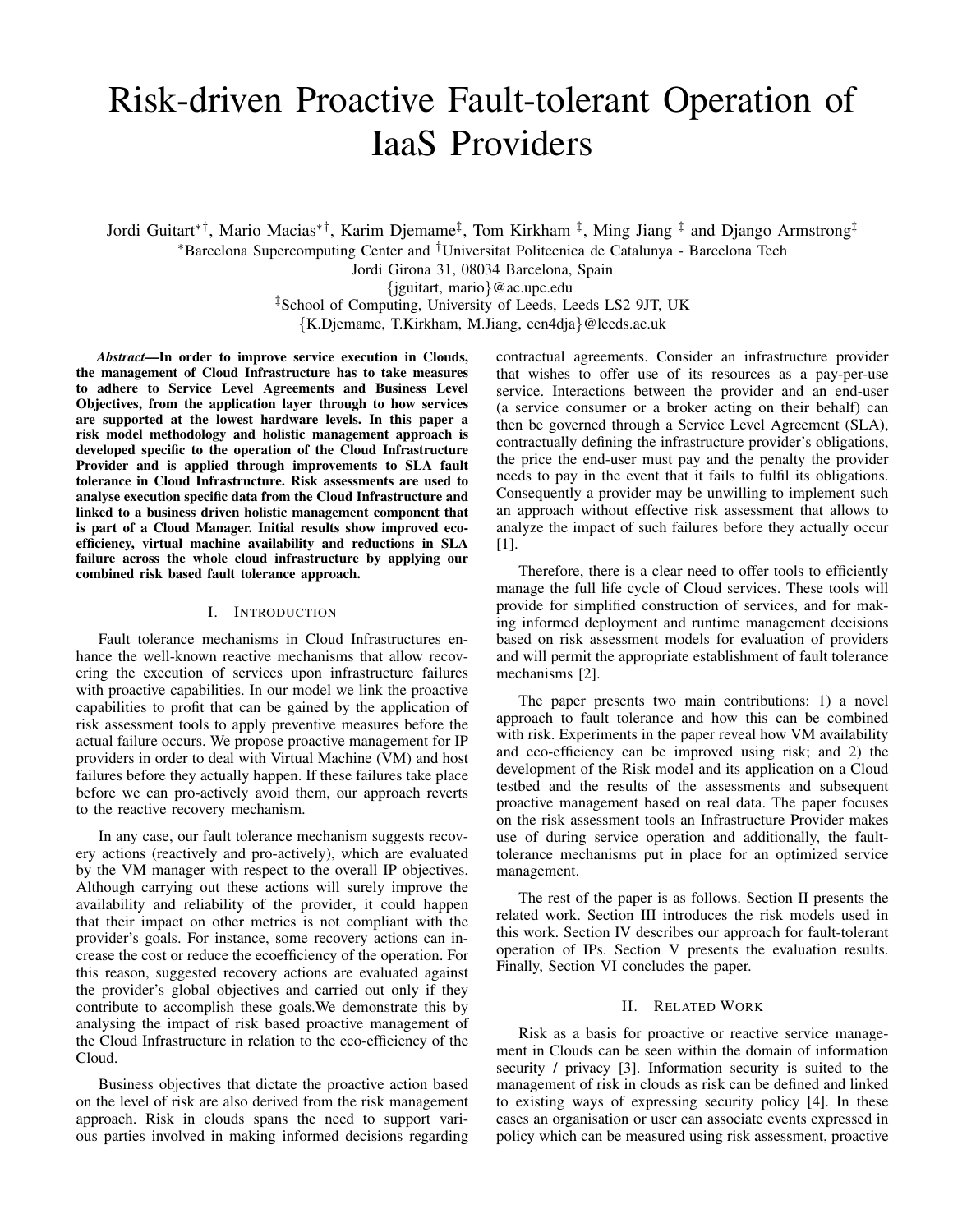# Risk-driven Proactive Fault-tolerant Operation of IaaS Providers

Jordi Guitart[*†], Mario Macias[*†], Karim Djemame[‡], Tom Kirkham [‡], Ming Jiang [‡] and Django Armstrong[‡]

[*]Barcelona Supercomputing Center and [†]Universitat Politecnica de Catalunya - Barcelona Tech
Jordi Girona 31, 08034 Barcelona, Spain
{jguitart, mario}@ac.upc.edu
[‡]School of Computing, University of Leeds, Leeds LS2 9JT, UK
{K.Djemame, T.Kirkham, M.Jiang, een4dja}@leeds.ac.uk

***Abstract*—In order to improve service execution in Clouds, the management of Cloud Infrastructure has to take measures to adhere to Service Level Agreements and Business Level Objectives, from the application layer through to how services are supported at the lowest hardware levels. In this paper a risk model methodology and holistic management approach is developed specific to the operation of the Cloud Infrastructure Provider and is applied through improvements to SLA fault tolerance in Cloud Infrastructure. Risk assessments are used to analyse execution specific data from the Cloud Infrastructure and linked to a business driven holistic management component that is part of a Cloud Manager. Initial results show improved eco-efficiency, virtual machine availability and reductions in SLA failure across the whole cloud infrastructure by applying our combined risk based fault tolerance approach.**

## I. Introduction

Fault tolerance mechanisms in Cloud Infrastructures enhance the well-known reactive mechanisms that allow recovering the execution of services upon infrastructure failures with proactive capabilities. In our model we link the proactive capabilities to profit that can be gained by the application of risk assessment tools to apply preventive measures before the actual failure occurs. We propose proactive management for IP providers in order to deal with Virtual Machine (VM) and host failures before they actually happen. If these failures take place before we can pro-actively avoid them, our approach reverts to the reactive recovery mechanism.

In any case, our fault tolerance mechanism suggests recovery actions (reactively and pro-actively), which are evaluated by the VM manager with respect to the overall IP objectives. Although carrying out these actions will surely improve the availability and reliability of the provider, it could happen that their impact on other metrics is not compliant with the provider's goals. For instance, some recovery actions can increase the cost or reduce the ecoefficiency of the operation. For this reason, suggested recovery actions are evaluated against the provider's global objectives and carried out only if they contribute to accomplish these goals.We demonstrate this by analysing the impact of risk based proactive management of the Cloud Infrastructure in relation to the eco-efficiency of the Cloud.

Business objectives that dictate the proactive action based on the level of risk are also derived from the risk management approach. Risk in clouds spans the need to support various parties involved in making informed decisions regarding contractual agreements. Consider an infrastructure provider that wishes to offer use of its resources as a pay-per-use service. Interactions between the provider and an end-user (a service consumer or a broker acting on their behalf) can then be governed through a Service Level Agreement (SLA), contractually defining the infrastructure provider's obligations, the price the end-user must pay and the penalty the provider needs to pay in the event that it fails to fulfil its obligations. Consequently a provider may be unwilling to implement such an approach without effective risk assessment that allows to analyze the impact of such failures before they actually occur [1].

Therefore, there is a clear need to offer tools to efficiently manage the full life cycle of Cloud services. These tools will provide for simplified construction of services, and for making informed deployment and runtime management decisions based on risk assessment models for evaluation of providers and will permit the appropriate establishment of fault tolerance mechanisms [2].

The paper presents two main contributions: 1) a novel approach to fault tolerance and how this can be combined with risk. Experiments in the paper reveal how VM availability and eco-efficiency can be improved using risk; and 2) the development of the Risk model and its application on a Cloud testbed and the results of the assessments and subsequent proactive management based on real data. The paper focuses on the risk assessment tools an Infrastructure Provider makes use of during service operation and additionally, the fault-tolerance mechanisms put in place for an optimized service management.

The rest of the paper is as follows. Section II presents the related work. Section III introduces the risk models used in this work. Section IV describes our approach for fault-tolerant operation of IPs. Section V presents the evaluation results. Finally, Section VI concludes the paper.

## II. Related Work

Risk as a basis for proactive or reactive service management in Clouds can be seen within the domain of information security / privacy [3]. Information security is suited to the management of risk in clouds as risk can be defined and linked to existing ways of expressing security policy [4]. In these cases an organisation or user can associate events expressed in policy which can be measured using risk assessment, proactive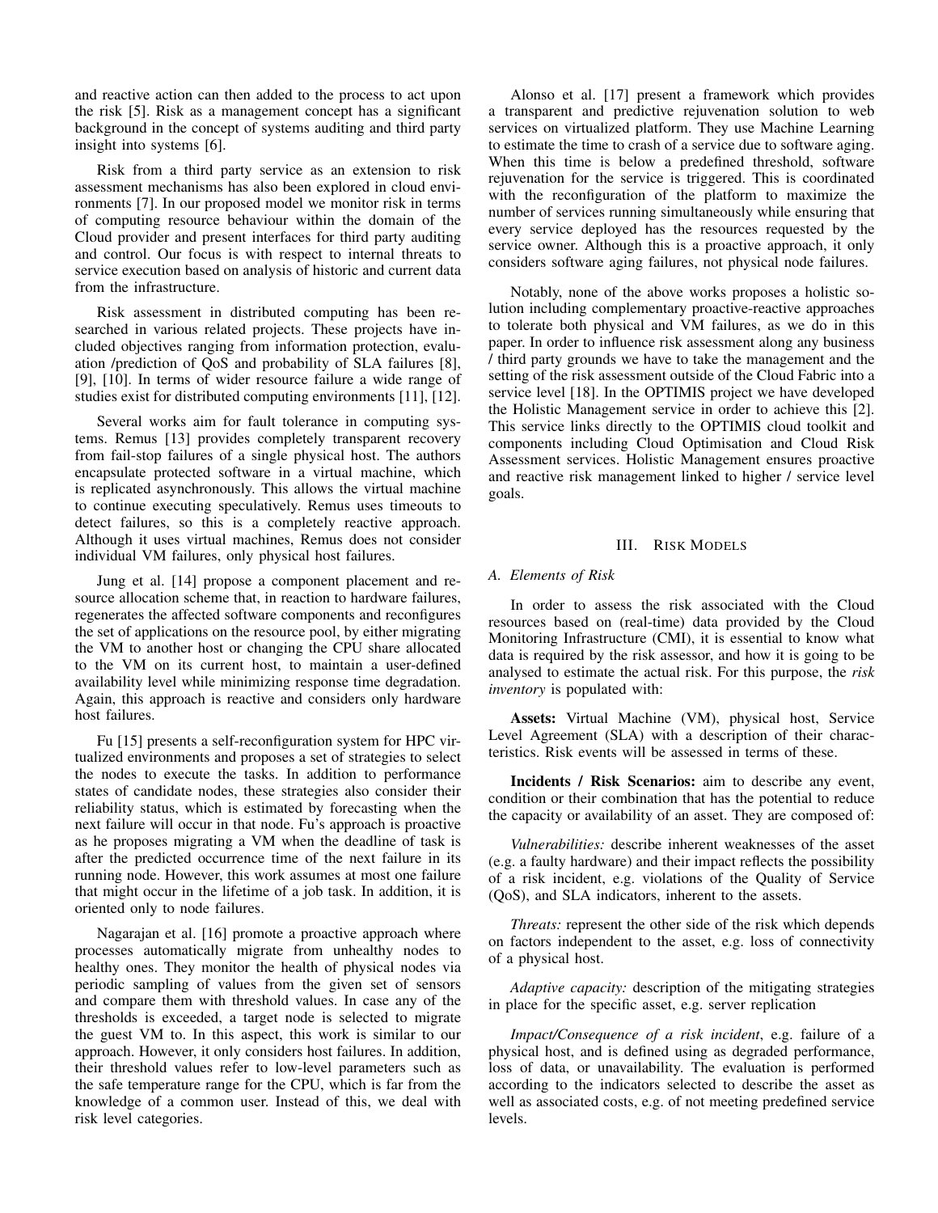and reactive action can then added to the process to act upon the risk [5]. Risk as a management concept has a significant background in the concept of systems auditing and third party insight into systems [6].

Risk from a third party service as an extension to risk assessment mechanisms has also been explored in cloud environments [7]. In our proposed model we monitor risk in terms of computing resource behaviour within the domain of the Cloud provider and present interfaces for third party auditing and control. Our focus is with respect to internal threats to service execution based on analysis of historic and current data from the infrastructure.

Risk assessment in distributed computing has been researched in various related projects. These projects have included objectives ranging from information protection, evaluation /prediction of QoS and probability of SLA failures [8], [9], [10]. In terms of wider resource failure a wide range of studies exist for distributed computing environments [11], [12].

Several works aim for fault tolerance in computing systems. Remus [13] provides completely transparent recovery from fail-stop failures of a single physical host. The authors encapsulate protected software in a virtual machine, which is replicated asynchronously. This allows the virtual machine to continue executing speculatively. Remus uses timeouts to detect failures, so this is a completely reactive approach. Although it uses virtual machines, Remus does not consider individual VM failures, only physical host failures.

Jung et al. [14] propose a component placement and resource allocation scheme that, in reaction to hardware failures, regenerates the affected software components and reconfigures the set of applications on the resource pool, by either migrating the VM to another host or changing the CPU share allocated to the VM on its current host, to maintain a user-defined availability level while minimizing response time degradation. Again, this approach is reactive and considers only hardware host failures.

Fu [15] presents a self-reconfiguration system for HPC virtualized environments and proposes a set of strategies to select the nodes to execute the tasks. In addition to performance states of candidate nodes, these strategies also consider their reliability status, which is estimated by forecasting when the next failure will occur in that node. Fu's approach is proactive as he proposes migrating a VM when the deadline of task is after the predicted occurrence time of the next failure in its running node. However, this work assumes at most one failure that might occur in the lifetime of a job task. In addition, it is oriented only to node failures.

Nagarajan et al. [16] promote a proactive approach where processes automatically migrate from unhealthy nodes to healthy ones. They monitor the health of physical nodes via periodic sampling of values from the given set of sensors and compare them with threshold values. In case any of the thresholds is exceeded, a target node is selected to migrate the guest VM to. In this aspect, this work is similar to our approach. However, it only considers host failures. In addition, their threshold values refer to low-level parameters such as the safe temperature range for the CPU, which is far from the knowledge of a common user. Instead of this, we deal with risk level categories.

Alonso et al. [17] present a framework which provides a transparent and predictive rejuvenation solution to web services on virtualized platform. They use Machine Learning to estimate the time to crash of a service due to software aging. When this time is below a predefined threshold, software rejuvenation for the service is triggered. This is coordinated with the reconfiguration of the platform to maximize the number of services running simultaneously while ensuring that every service deployed has the resources requested by the service owner. Although this is a proactive approach, it only considers software aging failures, not physical node failures.

Notably, none of the above works proposes a holistic solution including complementary proactive-reactive approaches to tolerate both physical and VM failures, as we do in this paper. In order to influence risk assessment along any business / third party grounds we have to take the management and the setting of the risk assessment outside of the Cloud Fabric into a service level [18]. In the OPTIMIS project we have developed the Holistic Management service in order to achieve this [2]. This service links directly to the OPTIMIS cloud toolkit and components including Cloud Optimisation and Cloud Risk Assessment services. Holistic Management ensures proactive and reactive risk management linked to higher / service level goals.

## III. Risk Models

### A. Elements of Risk

In order to assess the risk associated with the Cloud resources based on (real-time) data provided by the Cloud Monitoring Infrastructure (CMI), it is essential to know what data is required by the risk assessor, and how it is going to be analysed to estimate the actual risk. For this purpose, the *risk inventory* is populated with:

**Assets:** Virtual Machine (VM), physical host, Service Level Agreement (SLA) with a description of their characteristics. Risk events will be assessed in terms of these.

**Incidents / Risk Scenarios:** aim to describe any event, condition or their combination that has the potential to reduce the capacity or availability of an asset. They are composed of:

*Vulnerabilities:* describe inherent weaknesses of the asset (e.g. a faulty hardware) and their impact reflects the possibility of a risk incident, e.g. violations of the Quality of Service (QoS), and SLA indicators, inherent to the assets.

*Threats:* represent the other side of the risk which depends on factors independent to the asset, e.g. loss of connectivity of a physical host.

*Adaptive capacity:* description of the mitigating strategies in place for the specific asset, e.g. server replication

*Impact/Consequence of a risk incident*, e.g. failure of a physical host, and is defined using as degraded performance, loss of data, or unavailability. The evaluation is performed according to the indicators selected to describe the asset as well as associated costs, e.g. of not meeting predefined service levels.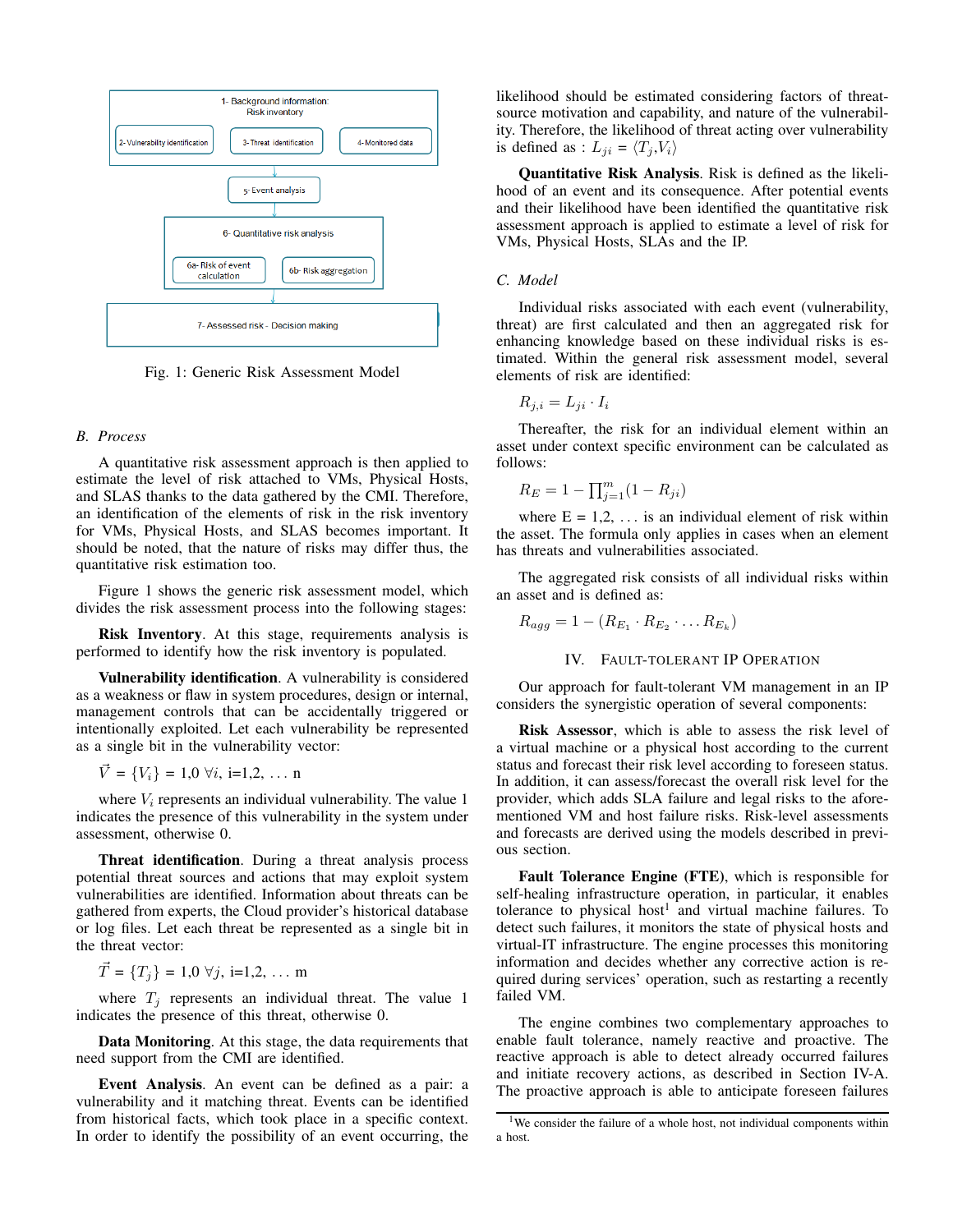1- Background information: Risk inventory

2- Vulnerability identification | 3- Threat identification | 4- Monitored data

5- Event analysis

6- Quantitative risk analysis

6a- Risk of event calculation | 6b- Risk aggregation

7- Assessed risk - Decision making

Fig. 1: Generic Risk Assessment Model

### B. Process

A quantitative risk assessment approach is then applied to estimate the level of risk attached to VMs, Physical Hosts, and SLAS thanks to the data gathered by the CMI. Therefore, an identification of the elements of risk in the risk inventory for VMs, Physical Hosts, and SLAS becomes important. It should be noted, that the nature of risks may differ thus, the quantitative risk estimation too.

Figure 1 shows the generic risk assessment model, which divides the risk assessment process into the following stages:

**Risk Inventory**. At this stage, requirements analysis is performed to identify how the risk inventory is populated.

**Vulnerability identification**. A vulnerability is considered as a weakness or flaw in system procedures, design or internal, management controls that can be accidentally triggered or intentionally exploited. Let each vulnerability be represented as a single bit in the vulnerability vector:

$\vec{V} = \{V_i\} = 1{,}0\ \forall i$, i=1,2, ... n

where $V_i$ represents an individual vulnerability. The value 1 indicates the presence of this vulnerability in the system under assessment, otherwise 0.

**Threat identification**. During a threat analysis process potential threat sources and actions that may exploit system vulnerabilities are identified. Information about threats can be gathered from experts, the Cloud provider's historical database or log files. Let each threat be represented as a single bit in the threat vector:

$\vec{T} = \{T_j\} = 1{,}0\ \forall j$, i=1,2, ... m

where $T_j$ represents an individual threat. The value 1 indicates the presence of this threat, otherwise 0.

**Data Monitoring**. At this stage, the data requirements that need support from the CMI are identified.

**Event Analysis**. An event can be defined as a pair: a vulnerability and it matching threat. Events can be identified from historical facts, which took place in a specific context. In order to identify the possibility of an event occurring, the likelihood should be estimated considering factors of threat-source motivation and capability, and nature of the vulnerability. Therefore, the likelihood of threat acting over vulnerability is defined as : $L_{ji} = \langle T_j, V_i \rangle$

**Quantitative Risk Analysis**. Risk is defined as the likelihood of an event and its consequence. After potential events and their likelihood have been identified the quantitative risk assessment approach is applied to estimate a level of risk for VMs, Physical Hosts, SLAs and the IP.

### C. Model

Individual risks associated with each event (vulnerability, threat) are first calculated and then an aggregated risk for enhancing knowledge based on these individual risks is estimated. Within the general risk assessment model, several elements of risk are identified:

$$R_{j,i} = L_{ji} \cdot I_i$$

Thereafter, the risk for an individual element within an asset under context specific environment can be calculated as follows:

$$R_E = 1 - \prod_{j=1}^{m} (1 - R_{ji})$$

where E = 1,2, ... is an individual element of risk within the asset. The formula only applies in cases when an element has threats and vulnerabilities associated.

The aggregated risk consists of all individual risks within an asset and is defined as:

$$R_{agg} = 1 - (R_{E_1} \cdot R_{E_2} \cdot \ldots R_{E_k})$$

## IV. Fault-tolerant IP Operation

Our approach for fault-tolerant VM management in an IP considers the synergistic operation of several components:

**Risk Assessor**, which is able to assess the risk level of a virtual machine or a physical host according to the current status and forecast their risk level according to foreseen status. In addition, it can assess/forecast the overall risk level for the provider, which adds SLA failure and legal risks to the aforementioned VM and host failure risks. Risk-level assessments and forecasts are derived using the models described in previous section.

**Fault Tolerance Engine (FTE)**, which is responsible for self-healing infrastructure operation, in particular, it enables tolerance to physical host[1] and virtual machine failures. To detect such failures, it monitors the state of physical hosts and virtual-IT infrastructure. The engine processes this monitoring information and decides whether any corrective action is required during services' operation, such as restarting a recently failed VM.

The engine combines two complementary approaches to enable fault tolerance, namely reactive and proactive. The reactive approach is able to detect already occurred failures and initiate recovery actions, as described in Section IV-A. The proactive approach is able to anticipate foreseen failures

[1]We consider the failure of a whole host, not individual components within a host.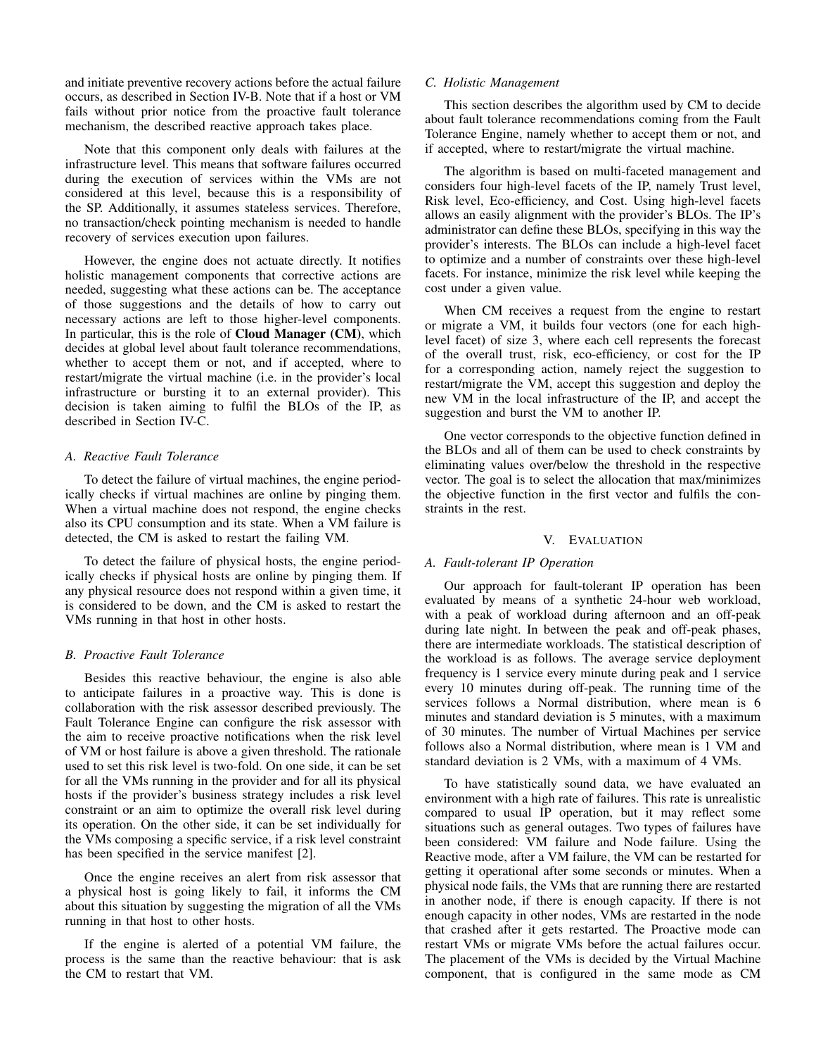and initiate preventive recovery actions before the actual failure occurs, as described in Section IV-B. Note that if a host or VM fails without prior notice from the proactive fault tolerance mechanism, the described reactive approach takes place.

Note that this component only deals with failures at the infrastructure level. This means that software failures occurred during the execution of services within the VMs are not considered at this level, because this is a responsibility of the SP. Additionally, it assumes stateless services. Therefore, no transaction/check pointing mechanism is needed to handle recovery of services execution upon failures.

However, the engine does not actuate directly. It notifies holistic management components that corrective actions are needed, suggesting what these actions can be. The acceptance of those suggestions and the details of how to carry out necessary actions are left to those higher-level components. In particular, this is the role of **Cloud Manager (CM)**, which decides at global level about fault tolerance recommendations, whether to accept them or not, and if accepted, where to restart/migrate the virtual machine (i.e. in the provider's local infrastructure or bursting it to an external provider). This decision is taken aiming to fulfil the BLOs of the IP, as described in Section IV-C.

### *A. Reactive Fault Tolerance*

To detect the failure of virtual machines, the engine periodically checks if virtual machines are online by pinging them. When a virtual machine does not respond, the engine checks also its CPU consumption and its state. When a VM failure is detected, the CM is asked to restart the failing VM.

To detect the failure of physical hosts, the engine periodically checks if physical hosts are online by pinging them. If any physical resource does not respond within a given time, it is considered to be down, and the CM is asked to restart the VMs running in that host in other hosts.

### *B. Proactive Fault Tolerance*

Besides this reactive behaviour, the engine is also able to anticipate failures in a proactive way. This is done is collaboration with the risk assessor described previously. The Fault Tolerance Engine can configure the risk assessor with the aim to receive proactive notifications when the risk level of VM or host failure is above a given threshold. The rationale used to set this risk level is two-fold. On one side, it can be set for all the VMs running in the provider and for all its physical hosts if the provider's business strategy includes a risk level constraint or an aim to optimize the overall risk level during its operation. On the other side, it can be set individually for the VMs composing a specific service, if a risk level constraint has been specified in the service manifest [2].

Once the engine receives an alert from risk assessor that a physical host is going likely to fail, it informs the CM about this situation by suggesting the migration of all the VMs running in that host to other hosts.

If the engine is alerted of a potential VM failure, the process is the same than the reactive behaviour: that is ask the CM to restart that VM.

### *C. Holistic Management*

This section describes the algorithm used by CM to decide about fault tolerance recommendations coming from the Fault Tolerance Engine, namely whether to accept them or not, and if accepted, where to restart/migrate the virtual machine.

The algorithm is based on multi-faceted management and considers four high-level facets of the IP, namely Trust level, Risk level, Eco-efficiency, and Cost. Using high-level facets allows an easily alignment with the provider's BLOs. The IP's administrator can define these BLOs, specifying in this way the provider's interests. The BLOs can include a high-level facet to optimize and a number of constraints over these high-level facets. For instance, minimize the risk level while keeping the cost under a given value.

When CM receives a request from the engine to restart or migrate a VM, it builds four vectors (one for each high-level facet) of size 3, where each cell represents the forecast of the overall trust, risk, eco-efficiency, or cost for the IP for a corresponding action, namely reject the suggestion to restart/migrate the VM, accept this suggestion and deploy the new VM in the local infrastructure of the IP, and accept the suggestion and burst the VM to another IP.

One vector corresponds to the objective function defined in the BLOs and all of them can be used to check constraints by eliminating values over/below the threshold in the respective vector. The goal is to select the allocation that max/minimizes the objective function in the first vector and fulfils the constraints in the rest.

## V. Evaluation

### *A. Fault-tolerant IP Operation*

Our approach for fault-tolerant IP operation has been evaluated by means of a synthetic 24-hour web workload, with a peak of workload during afternoon and an off-peak during late night. In between the peak and off-peak phases, there are intermediate workloads. The statistical description of the workload is as follows. The average service deployment frequency is 1 service every minute during peak and 1 service every 10 minutes during off-peak. The running time of the services follows a Normal distribution, where mean is 6 minutes and standard deviation is 5 minutes, with a maximum of 30 minutes. The number of Virtual Machines per service follows also a Normal distribution, where mean is 1 VM and standard deviation is 2 VMs, with a maximum of 4 VMs.

To have statistically sound data, we have evaluated an environment with a high rate of failures. This rate is unrealistic compared to usual IP operation, but it may reflect some situations such as general outages. Two types of failures have been considered: VM failure and Node failure. Using the Reactive mode, after a VM failure, the VM can be restarted for getting it operational after some seconds or minutes. When a physical node fails, the VMs that are running there are restarted in another node, if there is enough capacity. If there is not enough capacity in other nodes, VMs are restarted in the node that crashed after it gets restarted. The Proactive mode can restart VMs or migrate VMs before the actual failures occur. The placement of the VMs is decided by the Virtual Machine component, that is configured in the same mode as CM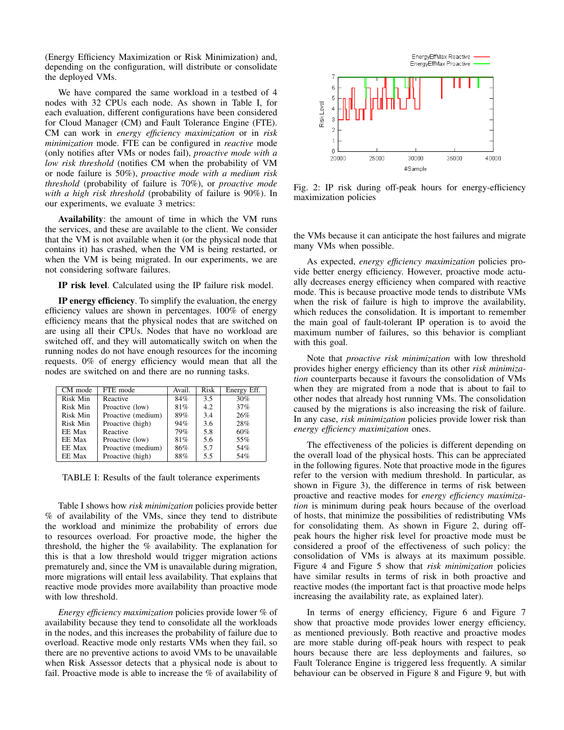(Energy Efficiency Maximization or Risk Minimization) and, depending on the configuration, will distribute or consolidate the deployed VMs.

We have compared the same workload in a testbed of 4 nodes with 32 CPUs each node. As shown in Table I, for each evaluation, different configurations have been considered for Cloud Manager (CM) and Fault Tolerance Engine (FTE). CM can work in *energy efficiency maximization* or in *risk minimization* mode. FTE can be configured in *reactive* mode (only notifies after VMs or nodes fail), *proactive mode with a low risk threshold* (notifies CM when the probability of VM or node failure is 50%), *proactive mode with a medium risk threshold* (probability of failure is 70%), or *proactive mode with a high risk threshold* (probability of failure is 90%). In our experiments, we evaluate 3 metrics:

**Availability**: the amount of time in which the VM runs the services, and these are available to the client. We consider that the VM is not available when it (or the physical node that contains it) has crashed, when the VM is being restarted, or when the VM is being migrated. In our experiments, we are not considering software failures.

**IP risk level**. Calculated using the IP failure risk model.

**IP energy efficiency**. To simplify the evaluation, the energy efficiency values are shown in percentages. 100% of energy efficiency means that the physical nodes that are switched on are using all their CPUs. Nodes that have no workload are switched off, and they will automatically switch on when the running nodes do not have enough resources for the incoming requests. 0% of energy efficiency would mean that all the nodes are switched on and there are no running tasks.

| CM mode | FTE mode | Avail. | Risk | Energy Eff. |
|---|---|---|---|---|
| Risk Min | Reactive | 84% | 3.5 | 30% |
| Risk Min | Proactive (low) | 81% | 4.2 | 37% |
| Risk Min | Proactive (medium) | 89% | 3.4 | 26% |
| Risk Min | Proactive (high) | 94% | 3.6 | 28% |
| EE Max | Reactive | 79% | 5.8 | 60% |
| EE Max | Proactive (low) | 81% | 5.6 | 55% |
| EE Max | Proactive (medium) | 86% | 5.7 | 54% |
| EE Max | Proactive (high) | 88% | 5.5 | 54% |

TABLE I: Results of the fault tolerance experiments

Table I shows how *risk minimization* policies provide better % of availability of the VMs, since they tend to distribute the workload and minimize the probability of errors due to resources overload. For proactive mode, the higher the threshold, the higher the % availability. The explanation for this is that a low threshold would trigger migration actions prematurely and, since the VM is unavailable during migration, more migrations will entail less availability. That explains that reactive mode provides more availability than proactive mode with low threshold.

*Energy efficiency maximization* policies provide lower % of availability because they tend to consolidate all the workloads in the nodes, and this increases the probability of failure due to overload. Reactive mode only restarts VMs when they fail, so there are no preventive actions to avoid VMs to be unavailable when Risk Assessor detects that a physical node is about to fail. Proactive mode is able to increase the % of availability of the VMs because it can anticipate the host failures and migrate many VMs when possible.

Fig. 2: IP risk during off-peak hours for energy-efficiency maximization policies

As expected, *energy efficiency maximization* policies provide better energy efficiency. However, proactive mode actually decreases energy efficiency when compared with reactive mode. This is because proactive mode tends to distribute VMs when the risk of failure is high to improve the availability, which reduces the consolidation. It is important to remember the main goal of fault-tolerant IP operation is to avoid the maximum number of failures, so this behavior is compliant with this goal.

Note that *proactive risk minimization* with low threshold provides higher energy efficiency than its other *risk minimization* counterparts because it favours the consolidation of VMs when they are migrated from a node that is about to fail to other nodes that already host running VMs. The consolidation caused by the migrations is also increasing the risk of failure. In any case, *risk minimization* policies provide lower risk than *energy efficiency maximization* ones.

The effectiveness of the policies is different depending on the overall load of the physical hosts. This can be appreciated in the following figures. Note that proactive mode in the figures refer to the version with medium threshold. In particular, as shown in Figure 3), the difference in terms of risk between proactive and reactive modes for *energy efficiency maximization* is minimum during peak hours because of the overload of hosts, that minimize the possibilities of redistributing VMs for consolidating them. As shown in Figure 2, during off-peak hours the higher risk level for proactive mode must be considered a proof of the effectiveness of such policy: the consolidation of VMs is always at its maximum possible. Figure 4 and Figure 5 show that *risk minimization* policies have similar results in terms of risk in both proactive and reactive modes (the important fact is that proactive mode helps increasing the availability rate, as explained later).

In terms of energy efficiency, Figure 6 and Figure 7 show that proactive mode provides lower energy efficiency, as mentioned previously. Both reactive and proactive modes are more stable during off-peak hours with respect to peak hours because there are less deployments and failures, so Fault Tolerance Engine is triggered less frequently. A similar behaviour can be observed in Figure 8 and Figure 9, but with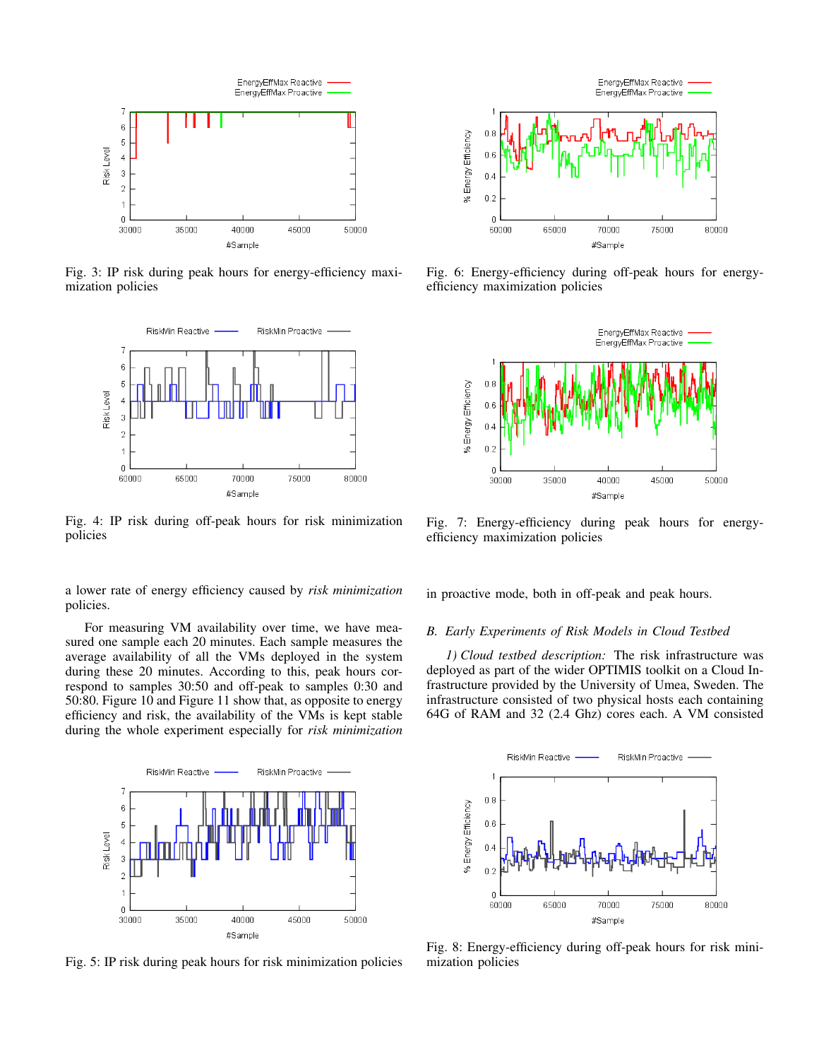Fig. 3: IP risk during peak hours for energy-efficiency maximization policies

Fig. 4: IP risk during off-peak hours for risk minimization policies

a lower rate of energy efficiency caused by *risk minimization* policies.

For measuring VM availability over time, we have measured one sample each 20 minutes. Each sample measures the average availability of all the VMs deployed in the system during these 20 minutes. According to this, peak hours correspond to samples 30:50 and off-peak to samples 0:30 and 50:80. Figure 10 and Figure 11 show that, as opposite to energy efficiency and risk, the availability of the VMs is kept stable during the whole experiment especially for *risk minimization*

Fig. 5: IP risk during peak hours for risk minimization policies

Fig. 6: Energy-efficiency during off-peak hours for energy-efficiency maximization policies

Fig. 7: Energy-efficiency during peak hours for energy-efficiency maximization policies

in proactive mode, both in off-peak and peak hours.

### *B. Early Experiments of Risk Models in Cloud Testbed*

*1) Cloud testbed description:* The risk infrastructure was deployed as part of the wider OPTIMIS toolkit on a Cloud Infrastructure provided by the University of Umea, Sweden. The infrastructure consisted of two physical hosts each containing 64G of RAM and 32 (2.4 Ghz) cores each. A VM consisted

Fig. 8: Energy-efficiency during off-peak hours for risk minimization policies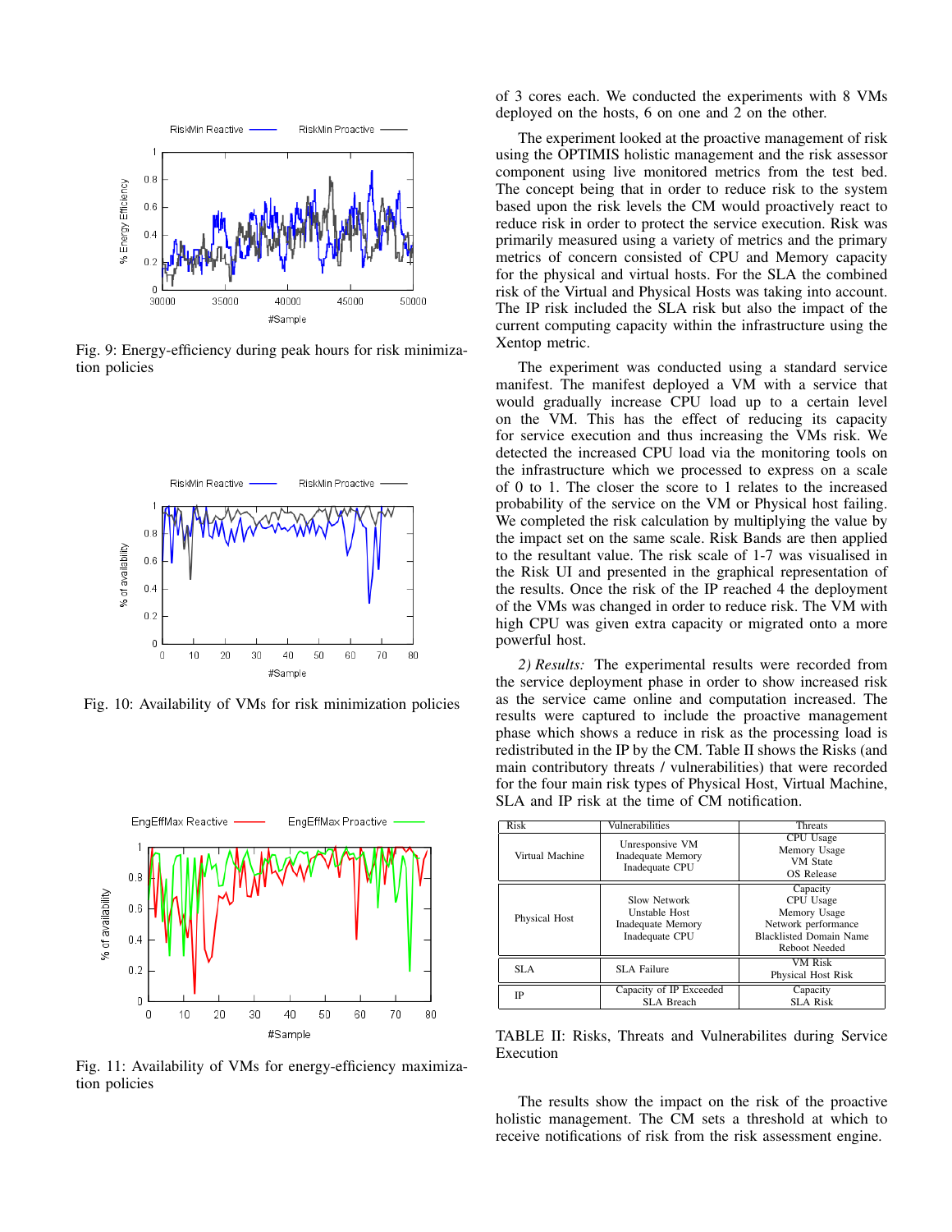Fig. 9: Energy-efficiency during peak hours for risk minimization policies

Fig. 10: Availability of VMs for risk minimization policies

Fig. 11: Availability of VMs for energy-efficiency maximization policies

of 3 cores each. We conducted the experiments with 8 VMs deployed on the hosts, 6 on one and 2 on the other.

The experiment looked at the proactive management of risk using the OPTIMIS holistic management and the risk assessor component using live monitored metrics from the test bed. The concept being that in order to reduce risk to the system based upon the risk levels the CM would proactively react to reduce risk in order to protect the service execution. Risk was primarily measured using a variety of metrics and the primary metrics of concern consisted of CPU and Memory capacity for the physical and virtual hosts. For the SLA the combined risk of the Virtual and Physical Hosts was taking into account. The IP risk included the SLA risk but also the impact of the current computing capacity within the infrastructure using the Xentop metric.

The experiment was conducted using a standard service manifest. The manifest deployed a VM with a service that would gradually increase CPU load up to a certain level on the VM. This has the effect of reducing its capacity for service execution and thus increasing the VMs risk. We detected the increased CPU load via the monitoring tools on the infrastructure which we processed to express on a scale of 0 to 1. The closer the score to 1 relates to the increased probability of the service on the VM or Physical host failing. We completed the risk calculation by multiplying the value by the impact set on the same scale. Risk Bands are then applied to the resultant value. The risk scale of 1-7 was visualised in the Risk UI and presented in the graphical representation of the results. Once the risk of the IP reached 4 the deployment of the VMs was changed in order to reduce risk. The VM with high CPU was given extra capacity or migrated onto a more powerful host.

*2) Results:* The experimental results were recorded from the service deployment phase in order to show increased risk as the service came online and computation increased. The results were captured to include the proactive management phase which shows a reduce in risk as the processing load is redistributed in the IP by the CM. Table II shows the Risks (and main contributory threats / vulnerabilities) that were recorded for the four main risk types of Physical Host, Virtual Machine, SLA and IP risk at the time of CM notification.

| Risk | Vulnerabilities | Threats |
|---|---|---|
| Virtual Machine | Unresponsive VM<br>Inadequate Memory<br>Inadequate CPU | CPU Usage<br>Memory Usage<br>VM State<br>OS Release |
| Physical Host | Slow Network<br>Unstable Host<br>Inadequate Memory<br>Inadequate CPU | Capacity<br>CPU Usage<br>Memory Usage<br>Network performance<br>Blacklisted Domain Name<br>Reboot Needed |
| SLA | SLA Failure | VM Risk<br>Physical Host Risk |
| IP | Capacity of IP Exceeded<br>SLA Breach | Capacity<br>SLA Risk |

TABLE II: Risks, Threats and Vulnerabilites during Service Execution

The results show the impact on the risk of the proactive holistic management. The CM sets a threshold at which to receive notifications of risk from the risk assessment engine.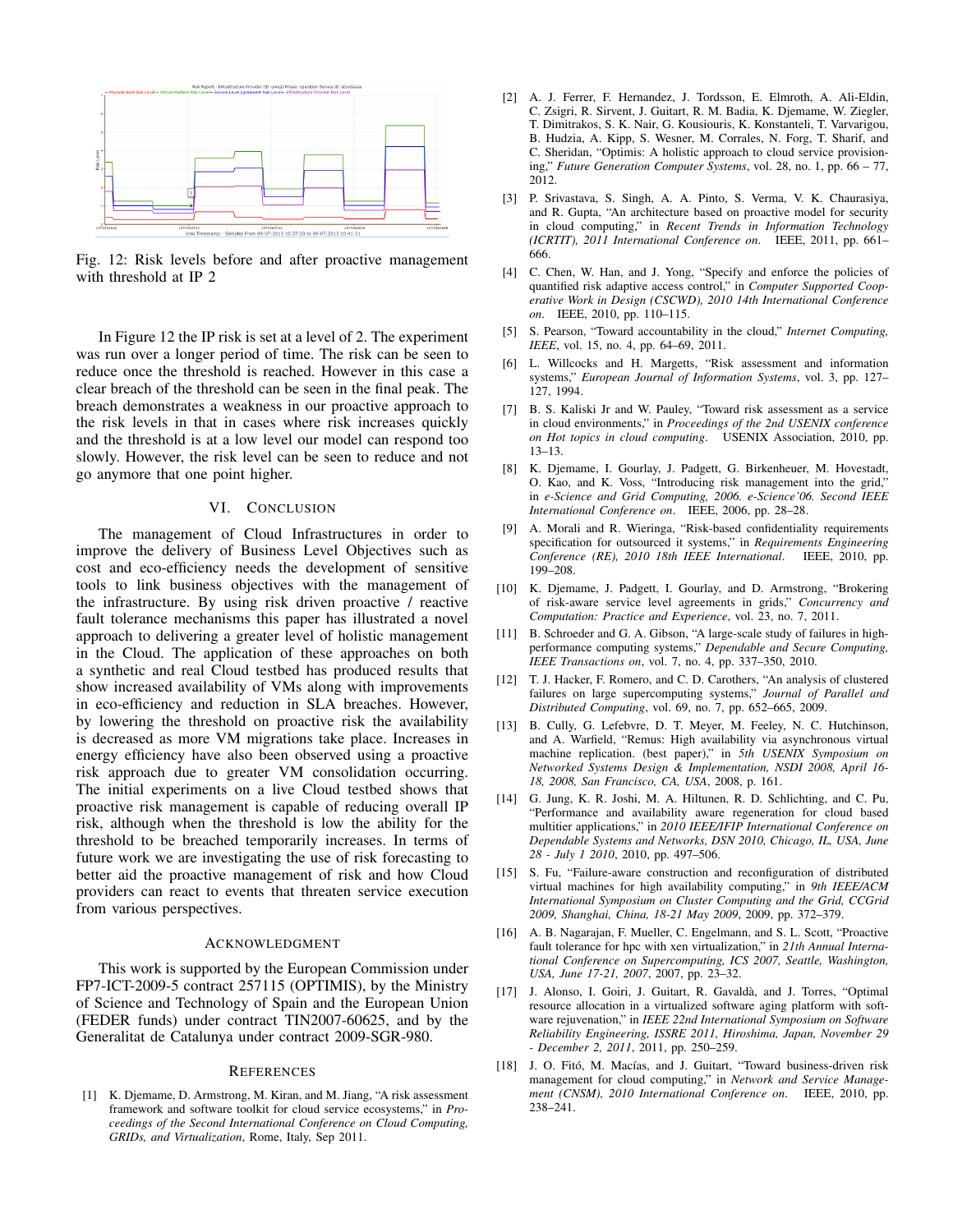Risk Report - Infrastructure Provider (ID: umea) Phase: operation Service ID: ...

Physical Host Risk Level — Virtual Machine Risk Level — Service Level Agreement Risk Level — Infrastructure Provider Risk Level

Risk Level

Unix Timestamp - Samples From 09-07-2013 10:37:20 to 09-07-2013 10:41:31

Fig. 12: Risk levels before and after proactive management with threshold at IP 2

In Figure 12 the IP risk is set at a level of 2. The experiment was run over a longer period of time. The risk can be seen to reduce once the threshold is reached. However in this case a clear breach of the threshold can be seen in the final peak. The breach demonstrates a weakness in our proactive approach to the risk levels in that in cases where risk increases quickly and the threshold is at a low level our model can respond too slowly. However, the risk level can be seen to reduce and not go anymore that one point higher.

## VI. Conclusion

The management of Cloud Infrastructures in order to improve the delivery of Business Level Objectives such as cost and eco-efficiency needs the development of sensitive tools to link business objectives with the management of the infrastructure. By using risk driven proactive / reactive fault tolerance mechanisms this paper has illustrated a novel approach to delivering a greater level of holistic management in the Cloud. The application of these approaches on both a synthetic and real Cloud testbed has produced results that show increased availability of VMs along with improvements in eco-efficiency and reduction in SLA breaches. However, by lowering the threshold on proactive risk the availability is decreased as more VM migrations take place. Increases in energy efficiency have also been observed using a proactive risk approach due to greater VM consolidation occurring. The initial experiments on a live Cloud testbed shows that proactive risk management is capable of reducing overall IP risk, although when the threshold is low the ability for the threshold to be breached temporarily increases. In terms of future work we are investigating the use of risk forecasting to better aid the proactive management of risk and how Cloud providers can react to events that threaten service execution from various perspectives.

## Acknowledgment

This work is supported by the European Commission under FP7-ICT-2009-5 contract 257115 (OPTIMIS), by the Ministry of Science and Technology of Spain and the European Union (FEDER funds) under contract TIN2007-60625, and by the Generalitat de Catalunya under contract 2009-SGR-980.

## References

[1] K. Djemame, D. Armstrong, M. Kiran, and M. Jiang, "A risk assessment framework and software toolkit for cloud service ecosystems," in *Proceedings of the Second International Conference on Cloud Computing, GRIDs, and Virtualization*, Rome, Italy, Sep 2011.

[2] A. J. Ferrer, F. Hernandez, J. Tordsson, E. Elmroth, A. Ali-Eldin, C. Zsigri, R. Sirvent, J. Guitart, R. M. Badia, K. Djemame, W. Ziegler, T. Dimitrakos, S. K. Nair, G. Kousiouris, K. Konstanteli, T. Varvarigou, B. Hudzia, A. Kipp, S. Wesner, M. Corrales, N. Forg, T. Sharif, and C. Sheridan, "Optimis: A holistic approach to cloud service provisioning," *Future Generation Computer Systems*, vol. 28, no. 1, pp. 66 – 77, 2012.

[3] P. Srivastava, S. Singh, A. A. Pinto, S. Verma, V. K. Chaurasiya, and R. Gupta, "An architecture based on proactive model for security in cloud computing," in *Recent Trends in Information Technology (ICRTIT), 2011 International Conference on*. IEEE, 2011, pp. 661–666.

[4] C. Chen, W. Han, and J. Yong, "Specify and enforce the policies of quantified risk adaptive access control," in *Computer Supported Cooperative Work in Design (CSCWD), 2010 14th International Conference on*. IEEE, 2010, pp. 110–115.

[5] S. Pearson, "Toward accountability in the cloud," *Internet Computing, IEEE*, vol. 15, no. 4, pp. 64–69, 2011.

[6] L. Willcocks and H. Margetts, "Risk assessment and information systems," *European Journal of Information Systems*, vol. 3, pp. 127–127, 1994.

[7] B. S. Kaliski Jr and W. Pauley, "Toward risk assessment as a service in cloud environments," in *Proceedings of the 2nd USENIX conference on Hot topics in cloud computing*. USENIX Association, 2010, pp. 13–13.

[8] K. Djemame, I. Gourlay, J. Padgett, G. Birkenheuer, M. Hovestadt, O. Kao, and K. Voss, "Introducing risk management into the grid," in *e-Science and Grid Computing, 2006. e-Science'06. Second IEEE International Conference on*. IEEE, 2006, pp. 28–28.

[9] A. Morali and R. Wieringa, "Risk-based confidentiality requirements specification for outsourced it systems," in *Requirements Engineering Conference (RE), 2010 18th IEEE International*. IEEE, 2010, pp. 199–208.

[10] K. Djemame, J. Padgett, I. Gourlay, and D. Armstrong, "Brokering of risk-aware service level agreements in grids," *Concurrency and Computation: Practice and Experience*, vol. 23, no. 7, 2011.

[11] B. Schroeder and G. A. Gibson, "A large-scale study of failures in high-performance computing systems," *Dependable and Secure Computing, IEEE Transactions on*, vol. 7, no. 4, pp. 337–350, 2010.

[12] T. J. Hacker, F. Romero, and C. D. Carothers, "An analysis of clustered failures on large supercomputing systems," *Journal of Parallel and Distributed Computing*, vol. 69, no. 7, pp. 652–665, 2009.

[13] B. Cully, G. Lefebvre, D. T. Meyer, M. Feeley, N. C. Hutchinson, and A. Warfield, "Remus: High availability via asynchronous virtual machine replication. (best paper)," in *5th USENIX Symposium on Networked Systems Design & Implementation, NSDI 2008, April 16-18, 2008, San Francisco, CA, USA*, 2008, p. 161.

[14] G. Jung, K. R. Joshi, M. A. Hiltunen, R. D. Schlichting, and C. Pu, "Performance and availability aware regeneration for cloud based multitier applications," in *2010 IEEE/IFIP International Conference on Dependable Systems and Networks, DSN 2010, Chicago, IL, USA, June 28 - July 1 2010*, 2010, pp. 497–506.

[15] S. Fu, "Failure-aware construction and reconfiguration of distributed virtual machines for high availability computing," in *9th IEEE/ACM International Symposium on Cluster Computing and the Grid, CCGrid 2009, Shanghai, China, 18-21 May 2009*, 2009, pp. 372–379.

[16] A. B. Nagarajan, F. Mueller, C. Engelmann, and S. L. Scott, "Proactive fault tolerance for hpc with xen virtualization," in *21th Annual International Conference on Supercomputing, ICS 2007, Seattle, Washington, USA, June 17-21, 2007*, 2007, pp. 23–32.

[17] J. Alonso, I. Goiri, J. Guitart, R. Gavaldà, and J. Torres, "Optimal resource allocation in a virtualized software aging platform with software rejuvenation," in *IEEE 22nd International Symposium on Software Reliability Engineering, ISSRE 2011, Hiroshima, Japan, November 29 - December 2, 2011*, 2011, pp. 250–259.

[18] J. O. Fitó, M. Macías, and J. Guitart, "Toward business-driven risk management for cloud computing," in *Network and Service Management (CNSM), 2010 International Conference on*. IEEE, 2010, pp. 238–241.